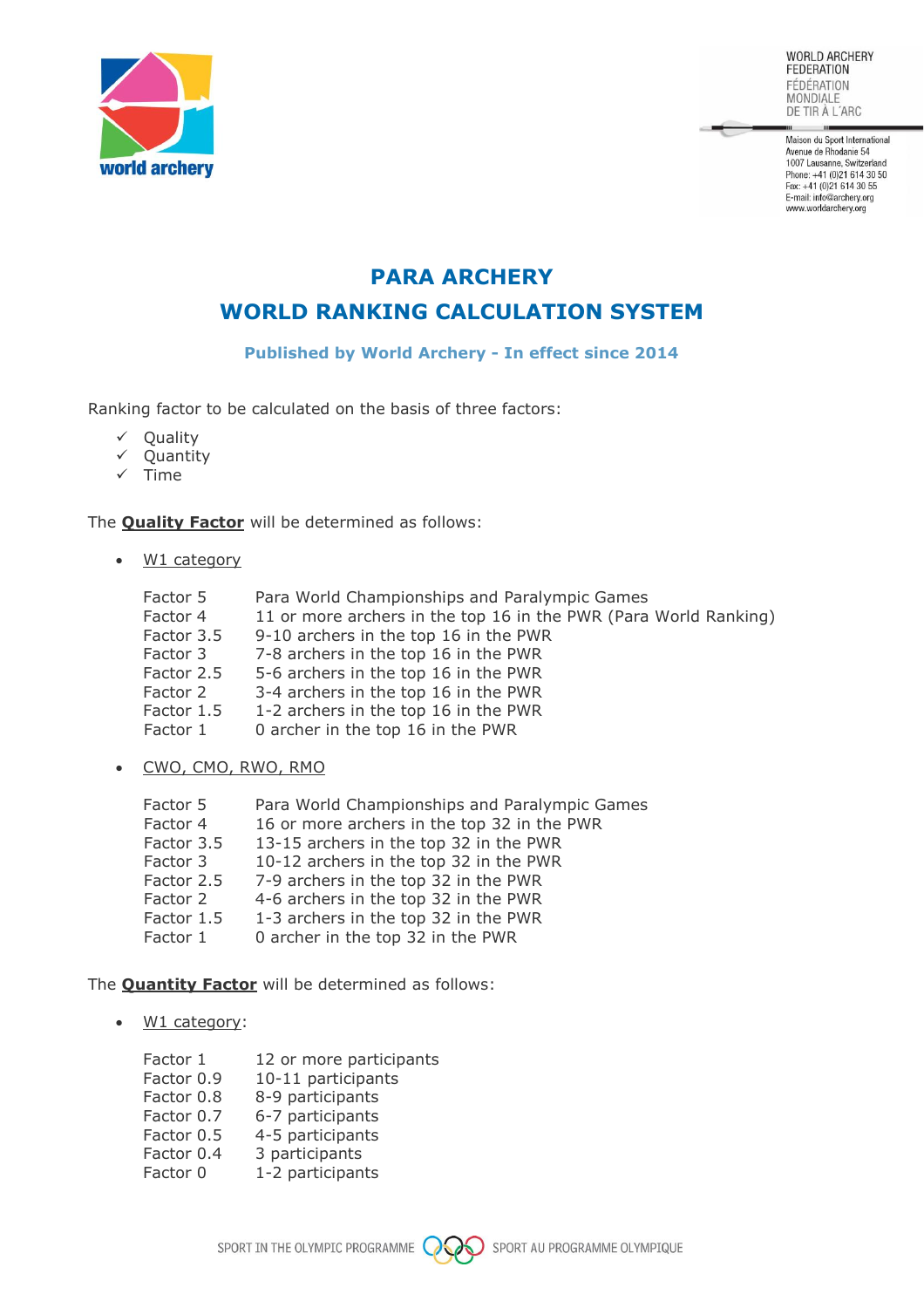# PARA ARCHERY

# WORLD RANKING CALCULATION SYSTEM

**Published by World Archery - In effect since 2014**

Ranking factor to be calculated on the basis of three factors:

- ✓ Quality
- ✓ Quantity
- ✓ Time

The **Quality Factor** will be determined as follows:

- W1 category

| | |
|---|---|
| Factor 5 | Para World Championships and Paralympic Games |
| Factor 4 | 11 or more archers in the top 16 in the PWR (Para World Ranking) |
| Factor 3.5 | 9-10 archers in the top 16 in the PWR |
| Factor 3 | 7-8 archers in the top 16 in the PWR |
| Factor 2.5 | 5-6 archers in the top 16 in the PWR |
| Factor 2 | 3-4 archers in the top 16 in the PWR |
| Factor 1.5 | 1-2 archers in the top 16 in the PWR |
| Factor 1 | 0 archer in the top 16 in the PWR |

- CWO, CMO, RWO, RMO

| | |
|---|---|
| Factor 5 | Para World Championships and Paralympic Games |
| Factor 4 | 16 or more archers in the top 32 in the PWR |
| Factor 3.5 | 13-15 archers in the top 32 in the PWR |
| Factor 3 | 10-12 archers in the top 32 in the PWR |
| Factor 2.5 | 7-9 archers in the top 32 in the PWR |
| Factor 2 | 4-6 archers in the top 32 in the PWR |
| Factor 1.5 | 1-3 archers in the top 32 in the PWR |
| Factor 1 | 0 archer in the top 32 in the PWR |

The **Quantity Factor** will be determined as follows:

- W1 category:

| | |
|---|---|
| Factor 1 | 12 or more participants |
| Factor 0.9 | 10-11 participants |
| Factor 0.8 | 8-9 participants |
| Factor 0.7 | 6-7 participants |
| Factor 0.5 | 4-5 participants |
| Factor 0.4 | 3 participants |
| Factor 0 | 1-2 participants |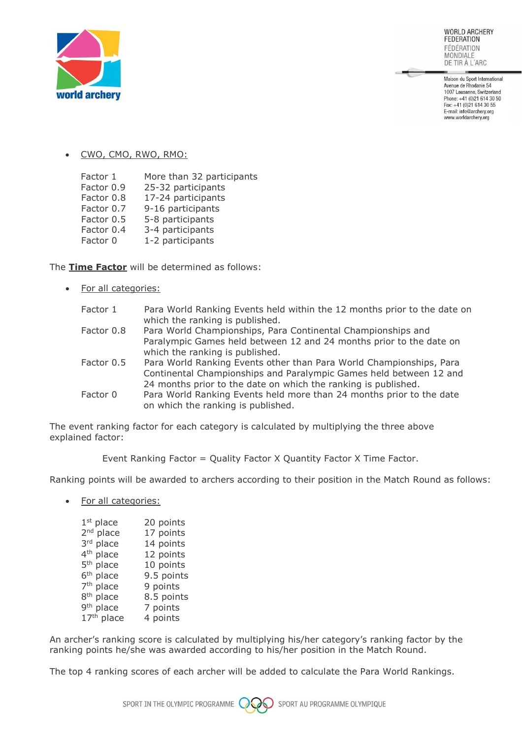- CWO, CMO, RWO, RMO:

| | |
|---|---|
| Factor 1 | More than 32 participants |
| Factor 0.9 | 25-32 participants |
| Factor 0.8 | 17-24 participants |
| Factor 0.7 | 9-16 participants |
| Factor 0.5 | 5-8 participants |
| Factor 0.4 | 3-4 participants |
| Factor 0 | 1-2 participants |

The **Time Factor** will be determined as follows:

- For all categories:

| | |
|---|---|
| Factor 1 | Para World Ranking Events held within the 12 months prior to the date on which the ranking is published. |
| Factor 0.8 | Para World Championships, Para Continental Championships and Paralympic Games held between 12 and 24 months prior to the date on which the ranking is published. |
| Factor 0.5 | Para World Ranking Events other than Para World Championships, Para Continental Championships and Paralympic Games held between 12 and 24 months prior to the date on which the ranking is published. |
| Factor 0 | Para World Ranking Events held more than 24 months prior to the date on which the ranking is published. |

The event ranking factor for each category is calculated by multiplying the three above explained factor:

Event Ranking Factor = Quality Factor X Quantity Factor X Time Factor.

Ranking points will be awarded to archers according to their position in the Match Round as follows:

- For all categories:

| | |
|---|---|
| 1st place | 20 points |
| 2nd place | 17 points |
| 3rd place | 14 points |
| 4th place | 12 points |
| 5th place | 10 points |
| 6th place | 9.5 points |
| 7th place | 9 points |
| 8th place | 8.5 points |
| 9th place | 7 points |
| 17th place | 4 points |

An archer's ranking score is calculated by multiplying his/her category's ranking factor by the ranking points he/she was awarded according to his/her position in the Match Round.

The top 4 ranking scores of each archer will be added to calculate the Para World Rankings.